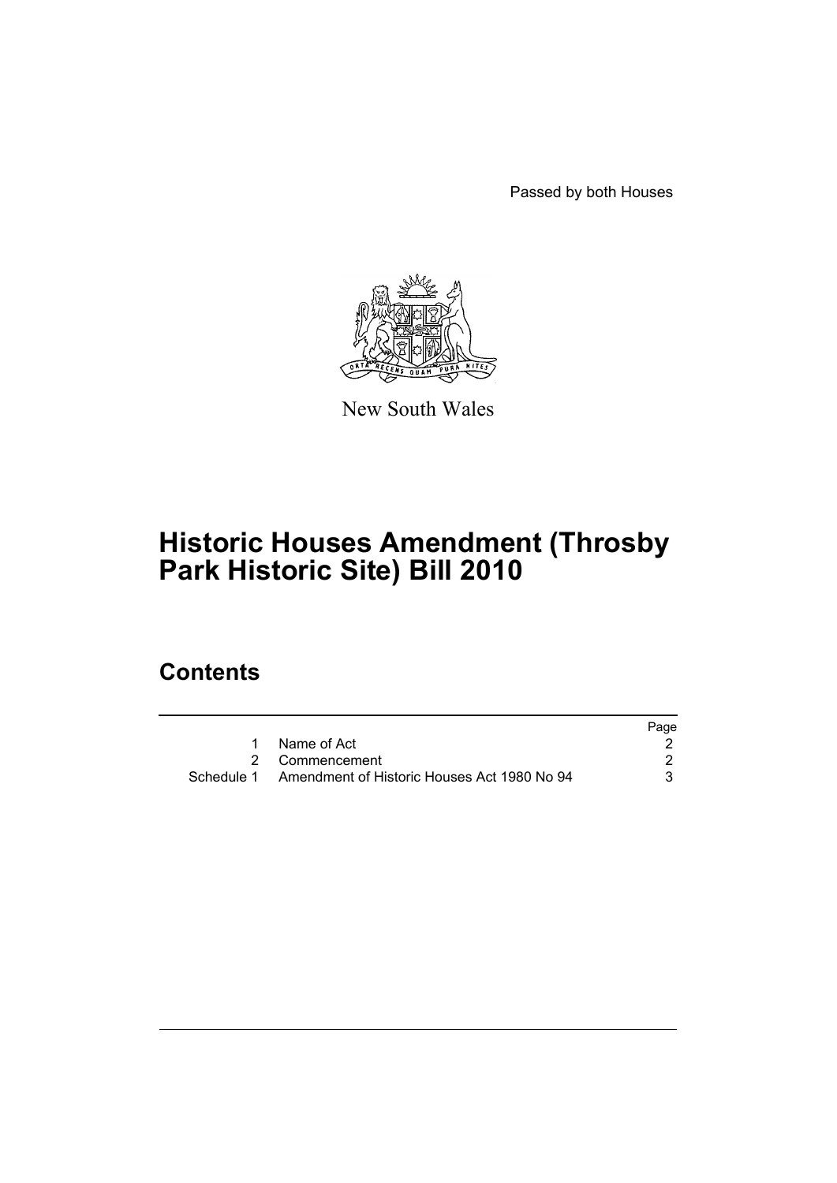Passed by both Houses

New South Wales

# Historic Houses Amendment (Throsby Park Historic Site) Bill 2010

## Contents

| | | Page |
|---|---|---|
| 1 | Name of Act | 2 |
| 2 | Commencement | 2 |
| Schedule 1 | Amendment of Historic Houses Act 1980 No 94 | 3 |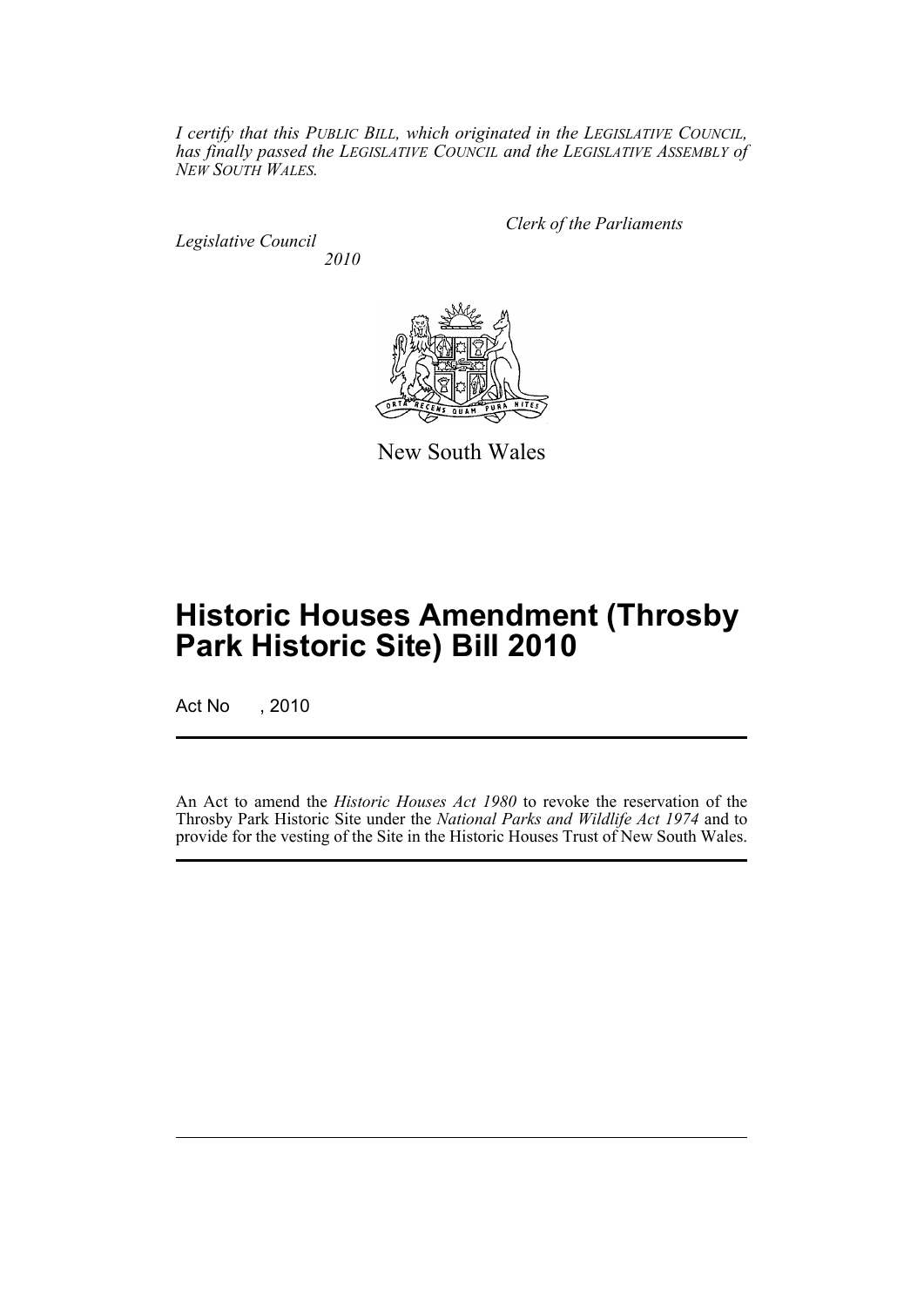*I certify that this PUBLIC BILL, which originated in the LEGISLATIVE COUNCIL, has finally passed the LEGISLATIVE COUNCIL and the LEGISLATIVE ASSEMBLY of NEW SOUTH WALES.*

*Clerk of the Parliaments*

*Legislative Council*

*2010*

New South Wales

# Historic Houses Amendment (Throsby Park Historic Site) Bill 2010

Act No , 2010

An Act to amend the *Historic Houses Act 1980* to revoke the reservation of the Throsby Park Historic Site under the *National Parks and Wildlife Act 1974* and to provide for the vesting of the Site in the Historic Houses Trust of New South Wales.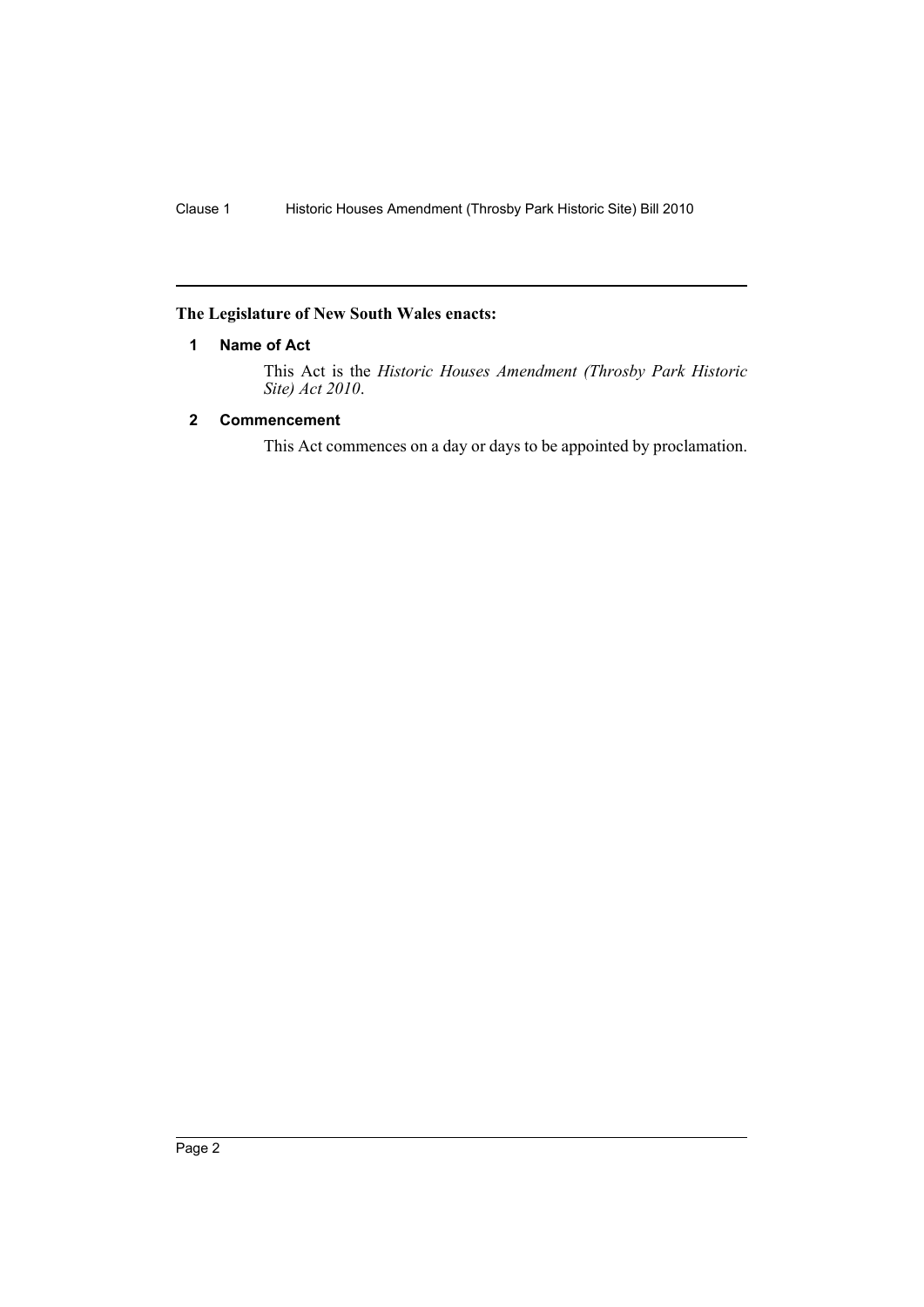**The Legislature of New South Wales enacts:**

### 1 Name of Act

This Act is the *Historic Houses Amendment (Throsby Park Historic Site) Act 2010*.

### 2 Commencement

This Act commences on a day or days to be appointed by proclamation.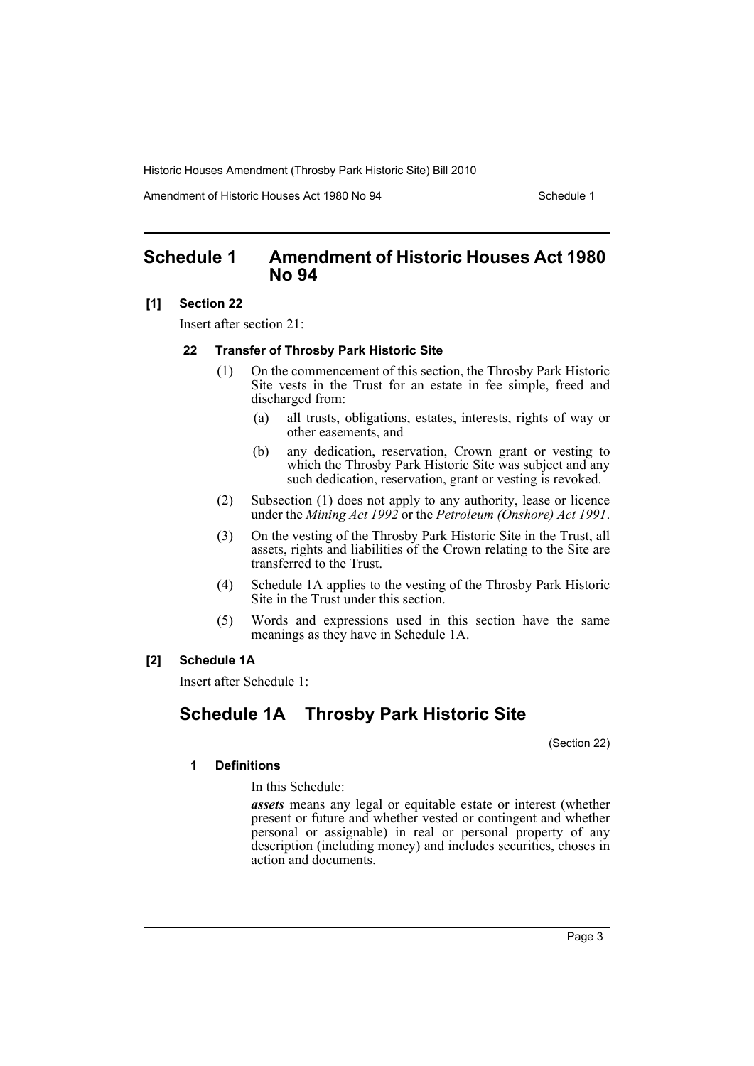# Schedule 1 Amendment of Historic Houses Act 1980 No 94

**[1] Section 22**

Insert after section 21:

**22 Transfer of Throsby Park Historic Site**

(1) On the commencement of this section, the Throsby Park Historic Site vests in the Trust for an estate in fee simple, freed and discharged from:

(a) all trusts, obligations, estates, interests, rights of way or other easements, and

(b) any dedication, reservation, Crown grant or vesting to which the Throsby Park Historic Site was subject and any such dedication, reservation, grant or vesting is revoked.

(2) Subsection (1) does not apply to any authority, lease or licence under the *Mining Act 1992* or the *Petroleum (Onshore) Act 1991*.

(3) On the vesting of the Throsby Park Historic Site in the Trust, all assets, rights and liabilities of the Crown relating to the Site are transferred to the Trust.

(4) Schedule 1A applies to the vesting of the Throsby Park Historic Site in the Trust under this section.

(5) Words and expressions used in this section have the same meanings as they have in Schedule 1A.

**[2] Schedule 1A**

Insert after Schedule 1:

## Schedule 1A Throsby Park Historic Site

(Section 22)

**1 Definitions**

In this Schedule:

***assets*** means any legal or equitable estate or interest (whether present or future and whether vested or contingent and whether personal or assignable) in real or personal property of any description (including money) and includes securities, choses in action and documents.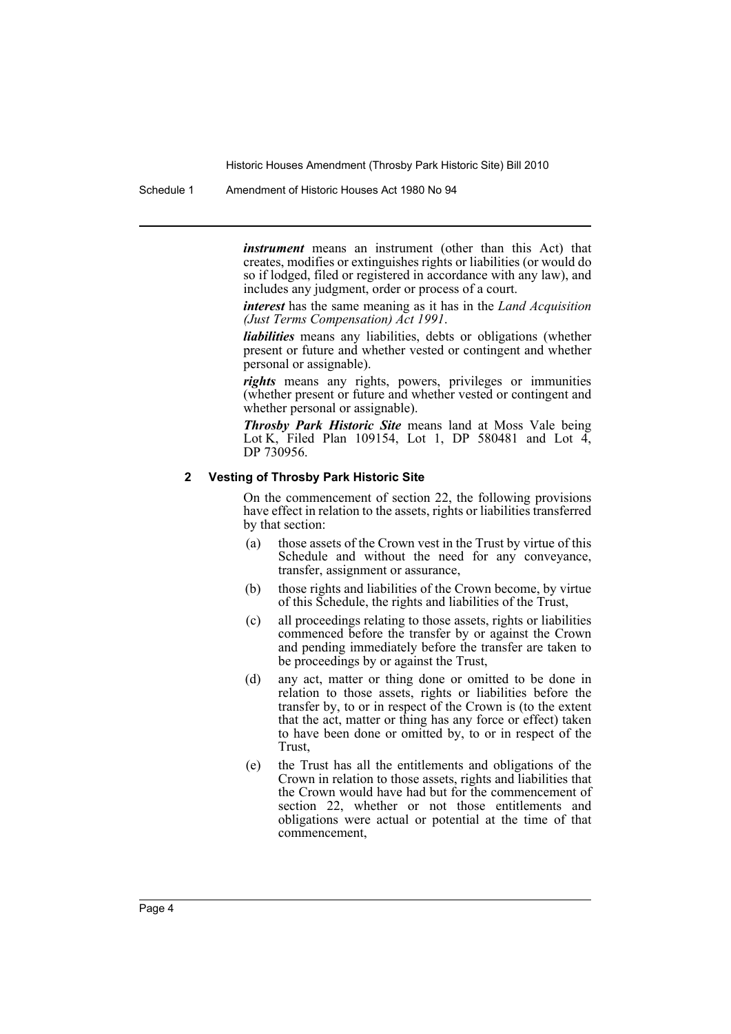***instrument*** means an instrument (other than this Act) that creates, modifies or extinguishes rights or liabilities (or would do so if lodged, filed or registered in accordance with any law), and includes any judgment, order or process of a court.

***interest*** has the same meaning as it has in the *Land Acquisition (Just Terms Compensation) Act 1991*.

***liabilities*** means any liabilities, debts or obligations (whether present or future and whether vested or contingent and whether personal or assignable).

***rights*** means any rights, powers, privileges or immunities (whether present or future and whether vested or contingent and whether personal or assignable).

***Throsby Park Historic Site*** means land at Moss Vale being Lot K, Filed Plan 109154, Lot 1, DP 580481 and Lot 4, DP 730956.

#### 2 Vesting of Throsby Park Historic Site

On the commencement of section 22, the following provisions have effect in relation to the assets, rights or liabilities transferred by that section:

(a) those assets of the Crown vest in the Trust by virtue of this Schedule and without the need for any conveyance, transfer, assignment or assurance,

(b) those rights and liabilities of the Crown become, by virtue of this Schedule, the rights and liabilities of the Trust,

(c) all proceedings relating to those assets, rights or liabilities commenced before the transfer by or against the Crown and pending immediately before the transfer are taken to be proceedings by or against the Trust,

(d) any act, matter or thing done or omitted to be done in relation to those assets, rights or liabilities before the transfer by, to or in respect of the Crown is (to the extent that the act, matter or thing has any force or effect) taken to have been done or omitted by, to or in respect of the Trust,

(e) the Trust has all the entitlements and obligations of the Crown in relation to those assets, rights and liabilities that the Crown would have had but for the commencement of section 22, whether or not those entitlements and obligations were actual or potential at the time of that commencement,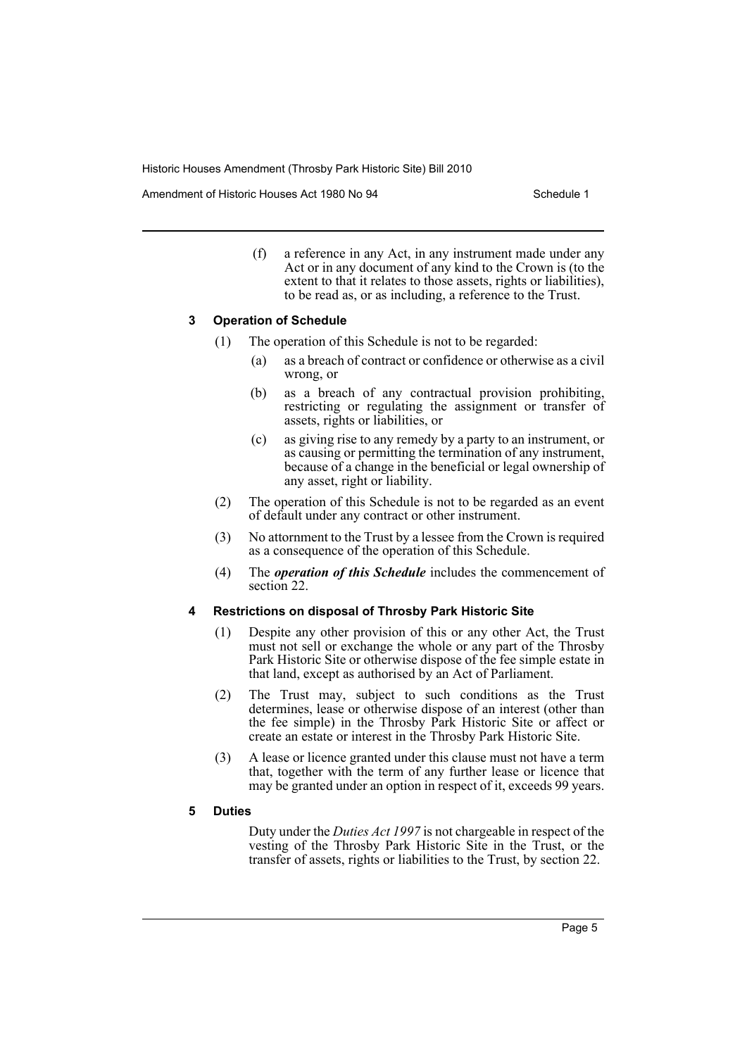(f) a reference in any Act, in any instrument made under any Act or in any document of any kind to the Crown is (to the extent to that it relates to those assets, rights or liabilities), to be read as, or as including, a reference to the Trust.

### 3 Operation of Schedule

(1) The operation of this Schedule is not to be regarded:

(a) as a breach of contract or confidence or otherwise as a civil wrong, or

(b) as a breach of any contractual provision prohibiting, restricting or regulating the assignment or transfer of assets, rights or liabilities, or

(c) as giving rise to any remedy by a party to an instrument, or as causing or permitting the termination of any instrument, because of a change in the beneficial or legal ownership of any asset, right or liability.

(2) The operation of this Schedule is not to be regarded as an event of default under any contract or other instrument.

(3) No attornment to the Trust by a lessee from the Crown is required as a consequence of the operation of this Schedule.

(4) The ***operation of this Schedule*** includes the commencement of section 22.

### 4 Restrictions on disposal of Throsby Park Historic Site

(1) Despite any other provision of this or any other Act, the Trust must not sell or exchange the whole or any part of the Throsby Park Historic Site or otherwise dispose of the fee simple estate in that land, except as authorised by an Act of Parliament.

(2) The Trust may, subject to such conditions as the Trust determines, lease or otherwise dispose of an interest (other than the fee simple) in the Throsby Park Historic Site or affect or create an estate or interest in the Throsby Park Historic Site.

(3) A lease or licence granted under this clause must not have a term that, together with the term of any further lease or licence that may be granted under an option in respect of it, exceeds 99 years.

### 5 Duties

Duty under the *Duties Act 1997* is not chargeable in respect of the vesting of the Throsby Park Historic Site in the Trust, or the transfer of assets, rights or liabilities to the Trust, by section 22.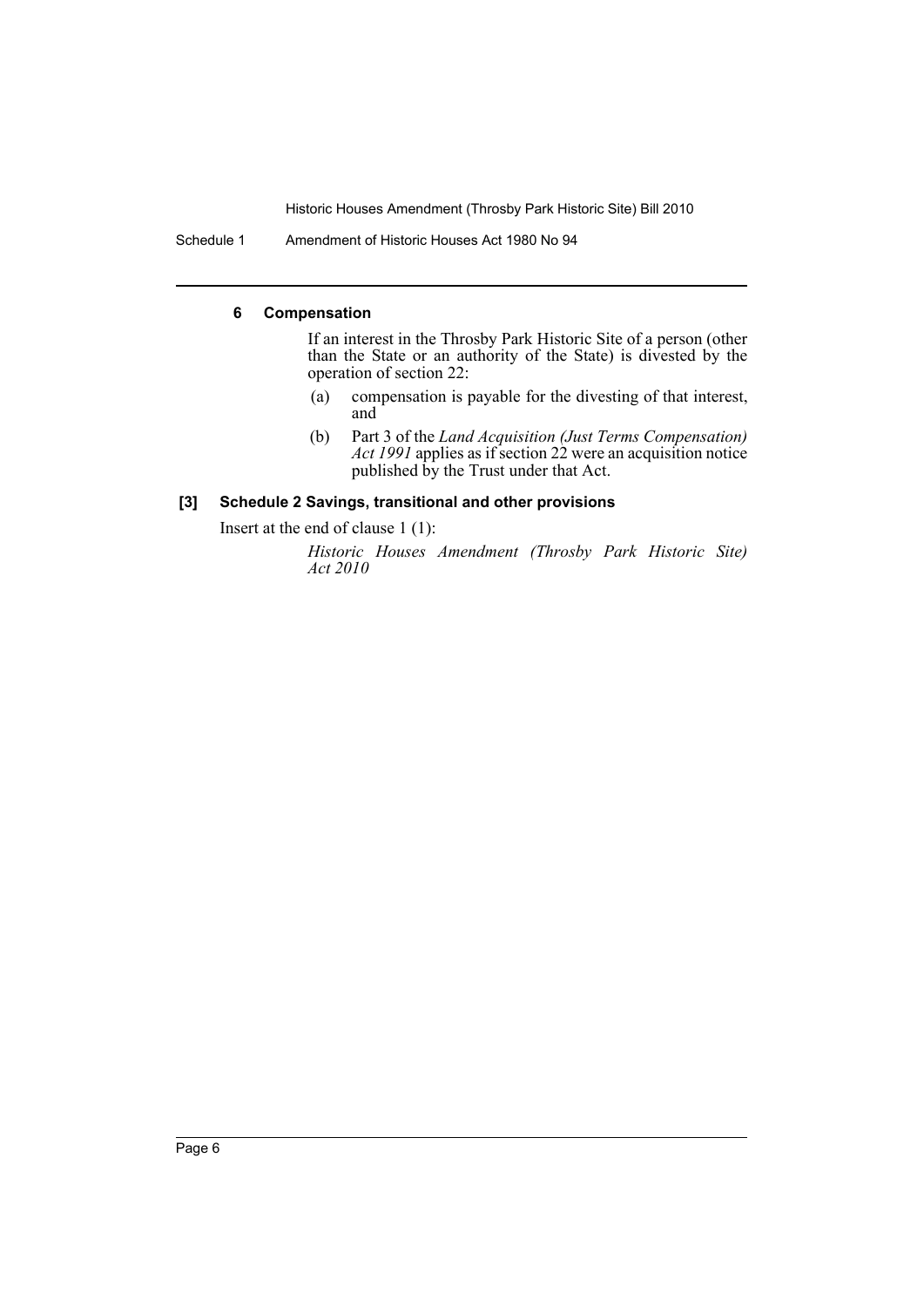#### 6 Compensation

If an interest in the Throsby Park Historic Site of a person (other than the State or an authority of the State) is divested by the operation of section 22:

- (a) compensation is payable for the divesting of that interest, and
- (b) Part 3 of the *Land Acquisition (Just Terms Compensation) Act 1991* applies as if section 22 were an acquisition notice published by the Trust under that Act.

#### [3] Schedule 2 Savings, transitional and other provisions

Insert at the end of clause 1 (1):

*Historic Houses Amendment (Throsby Park Historic Site) Act 2010*